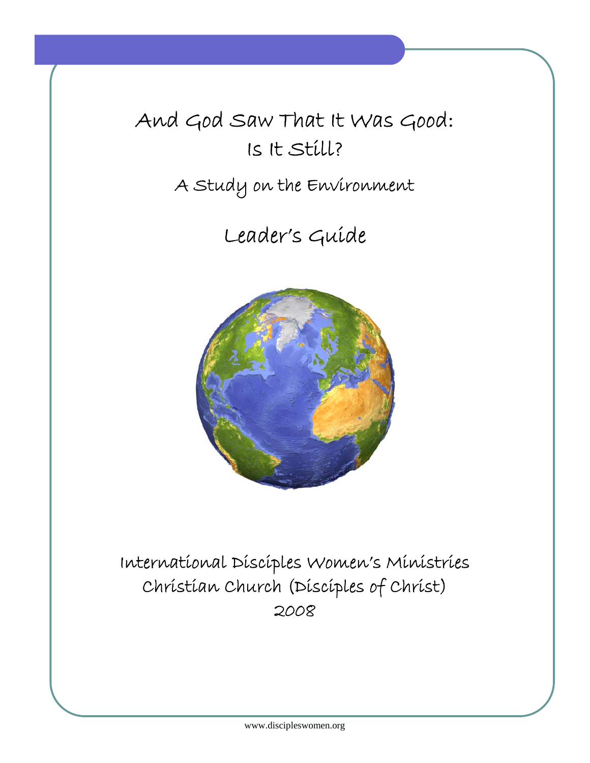# And God Saw That It Was Good: Is It Still?

## A Study on the Environment

## Leader's Guide

International Disciples Women's Ministries
Christian Church (Disciples of Christ)
2008

www.discipleswomen.org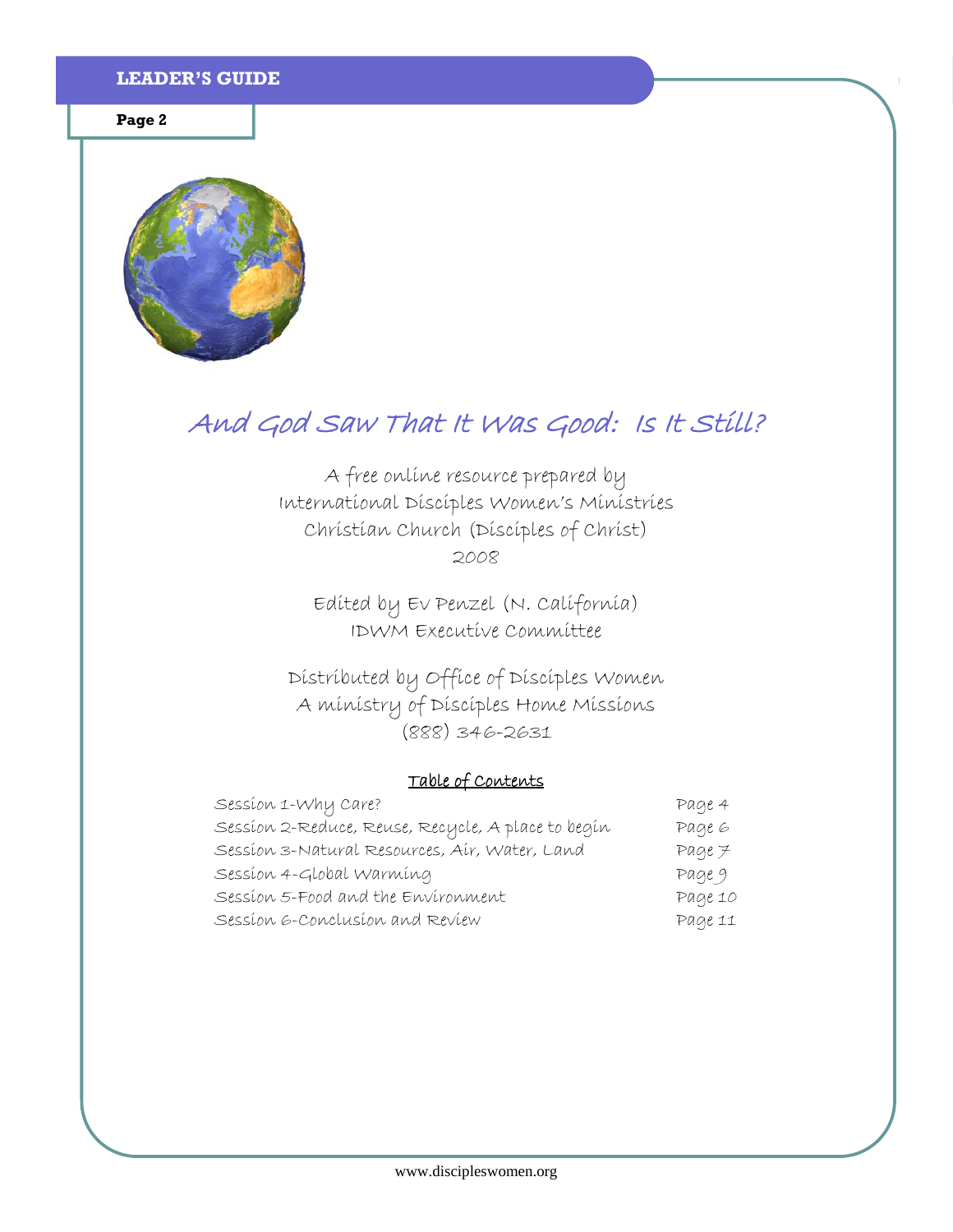# And God Saw That It Was Good: Is It Still?

A free online resource prepared by
International Disciples Women's Ministries
Christian Church (Disciples of Christ)
2008

Edited by Ev Penzel (N. California)
IDWM Executive Committee

Distributed by Office of Disciples Women
A ministry of Disciples Home Missions
(888) 346-2631

## Table of Contents

| | |
|---|---|
| Session 1-Why Care? | Page 4 |
| Session 2-Reduce, Reuse, Recycle, A place to begin | Page 6 |
| Session 3-Natural Resources, Air, Water, Land | Page 7 |
| Session 4-Global Warming | Page 9 |
| Session 5-Food and the Environment | Page 10 |
| Session 6-Conclusion and Review | Page 11 |

www.discipleswomen.org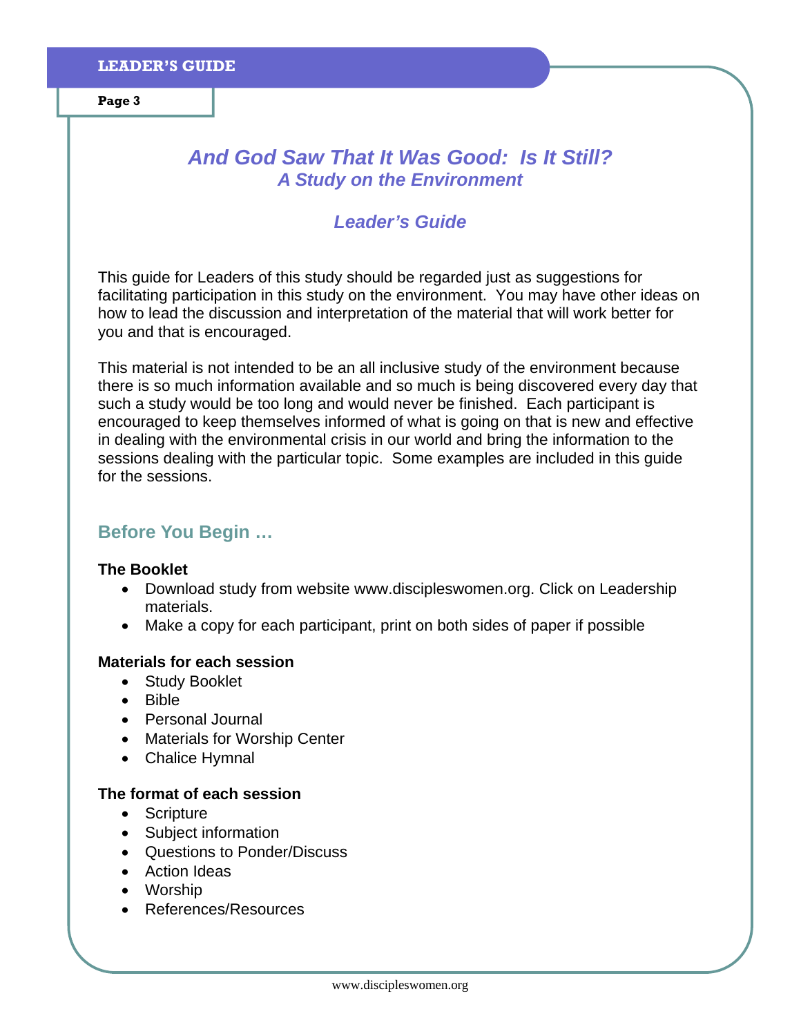# *And God Saw That It Was Good: Is It Still?*

## *A Study on the Environment*

## *Leader's Guide*

This guide for Leaders of this study should be regarded just as suggestions for facilitating participation in this study on the environment. You may have other ideas on how to lead the discussion and interpretation of the material that will work better for you and that is encouraged.

This material is not intended to be an all inclusive study of the environment because there is so much information available and so much is being discovered every day that such a study would be too long and would never be finished. Each participant is encouraged to keep themselves informed of what is going on that is new and effective in dealing with the environmental crisis in our world and bring the information to the sessions dealing with the particular topic. Some examples are included in this guide for the sessions.

## Before You Begin …

**The Booklet**

- Download study from website www.discipleswomen.org. Click on Leadership materials.
- Make a copy for each participant, print on both sides of paper if possible

**Materials for each session**

- Study Booklet
- Bible
- Personal Journal
- Materials for Worship Center
- Chalice Hymnal

**The format of each session**

- Scripture
- Subject information
- Questions to Ponder/Discuss
- Action Ideas
- Worship
- References/Resources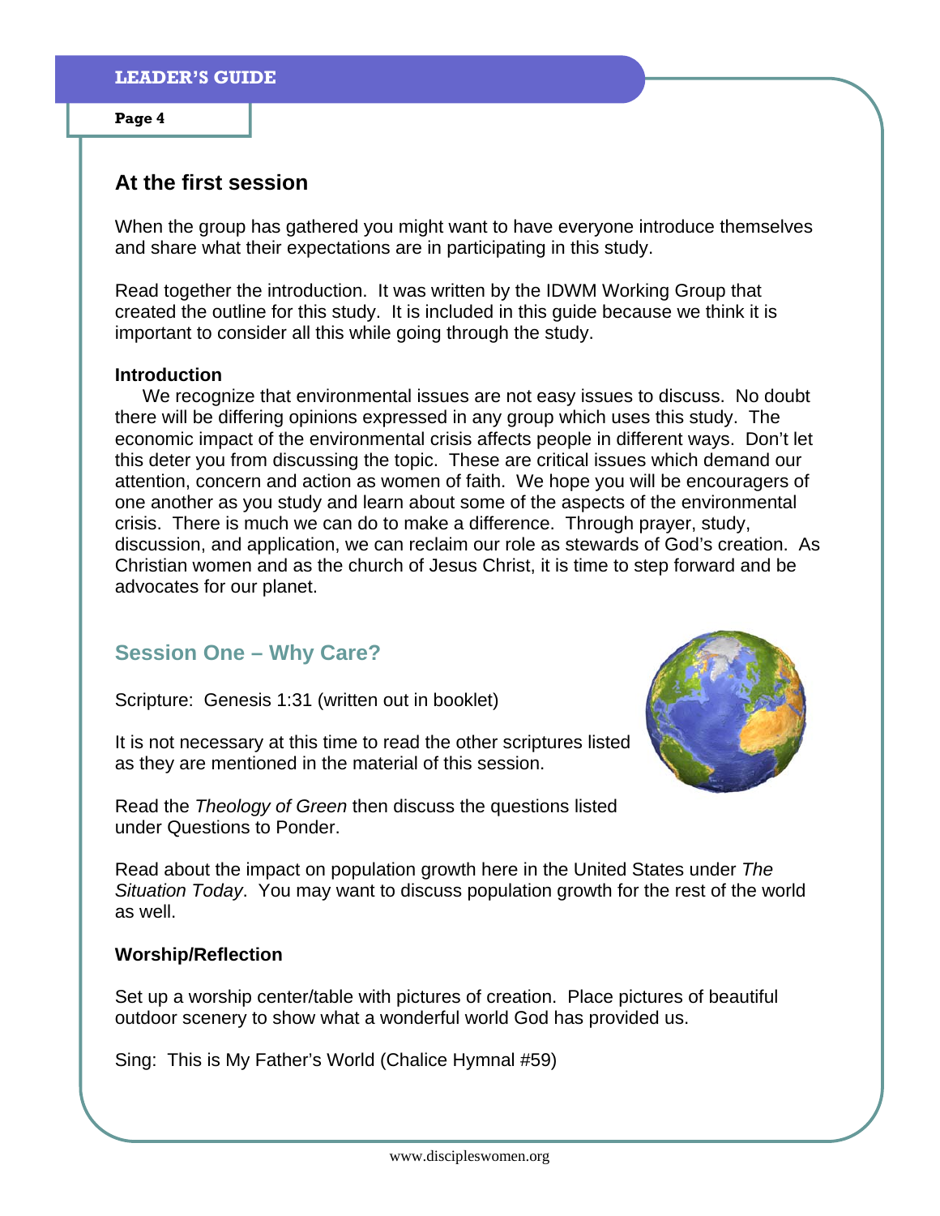## At the first session

When the group has gathered you might want to have everyone introduce themselves and share what their expectations are in participating in this study.

Read together the introduction. It was written by the IDWM Working Group that created the outline for this study. It is included in this guide because we think it is important to consider all this while going through the study.

**Introduction**

We recognize that environmental issues are not easy issues to discuss. No doubt there will be differing opinions expressed in any group which uses this study. The economic impact of the environmental crisis affects people in different ways. Don't let this deter you from discussing the topic. These are critical issues which demand our attention, concern and action as women of faith. We hope you will be encouragers of one another as you study and learn about some of the aspects of the environmental crisis. There is much we can do to make a difference. Through prayer, study, discussion, and application, we can reclaim our role as stewards of God's creation. As Christian women and as the church of Jesus Christ, it is time to step forward and be advocates for our planet.

## Session One – Why Care?

Scripture: Genesis 1:31 (written out in booklet)

It is not necessary at this time to read the other scriptures listed as they are mentioned in the material of this session.

Read the *Theology of Green* then discuss the questions listed under Questions to Ponder.

Read about the impact on population growth here in the United States under *The Situation Today*. You may want to discuss population growth for the rest of the world as well.

**Worship/Reflection**

Set up a worship center/table with pictures of creation. Place pictures of beautiful outdoor scenery to show what a wonderful world God has provided us.

Sing: This is My Father's World (Chalice Hymnal #59)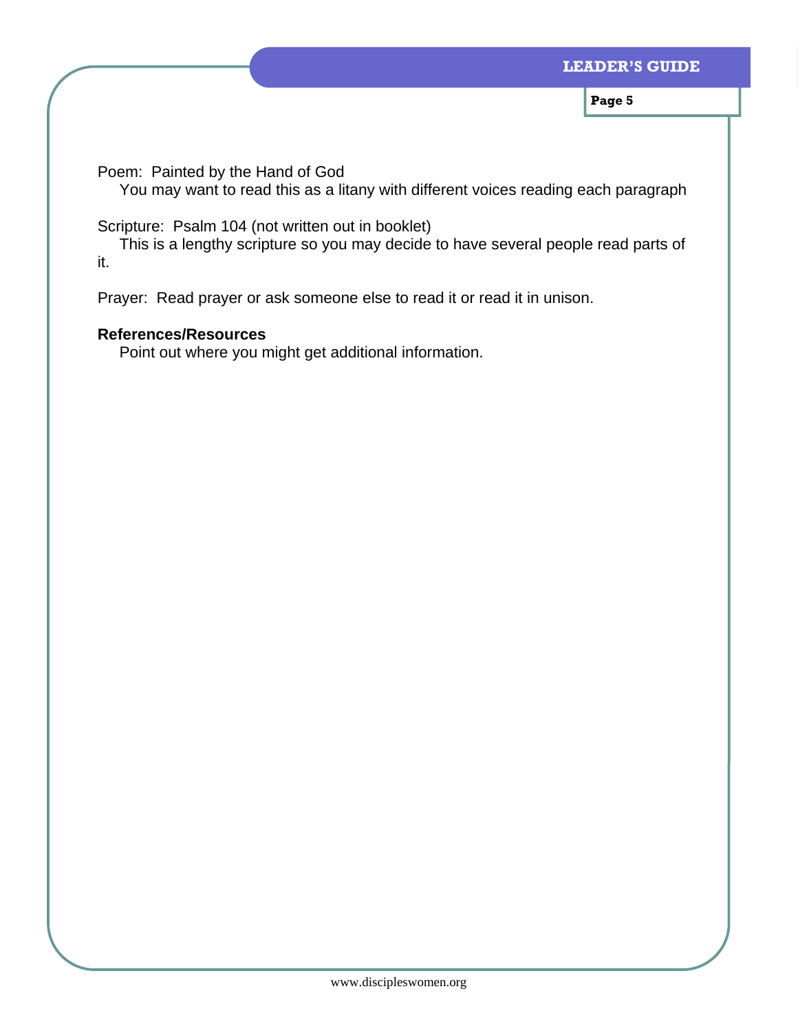Poem: Painted by the Hand of God

You may want to read this as a litany with different voices reading each paragraph

Scripture: Psalm 104 (not written out in booklet)

This is a lengthy scripture so you may decide to have several people read parts of it.

Prayer: Read prayer or ask someone else to read it or read it in unison.

**References/Resources**

Point out where you might get additional information.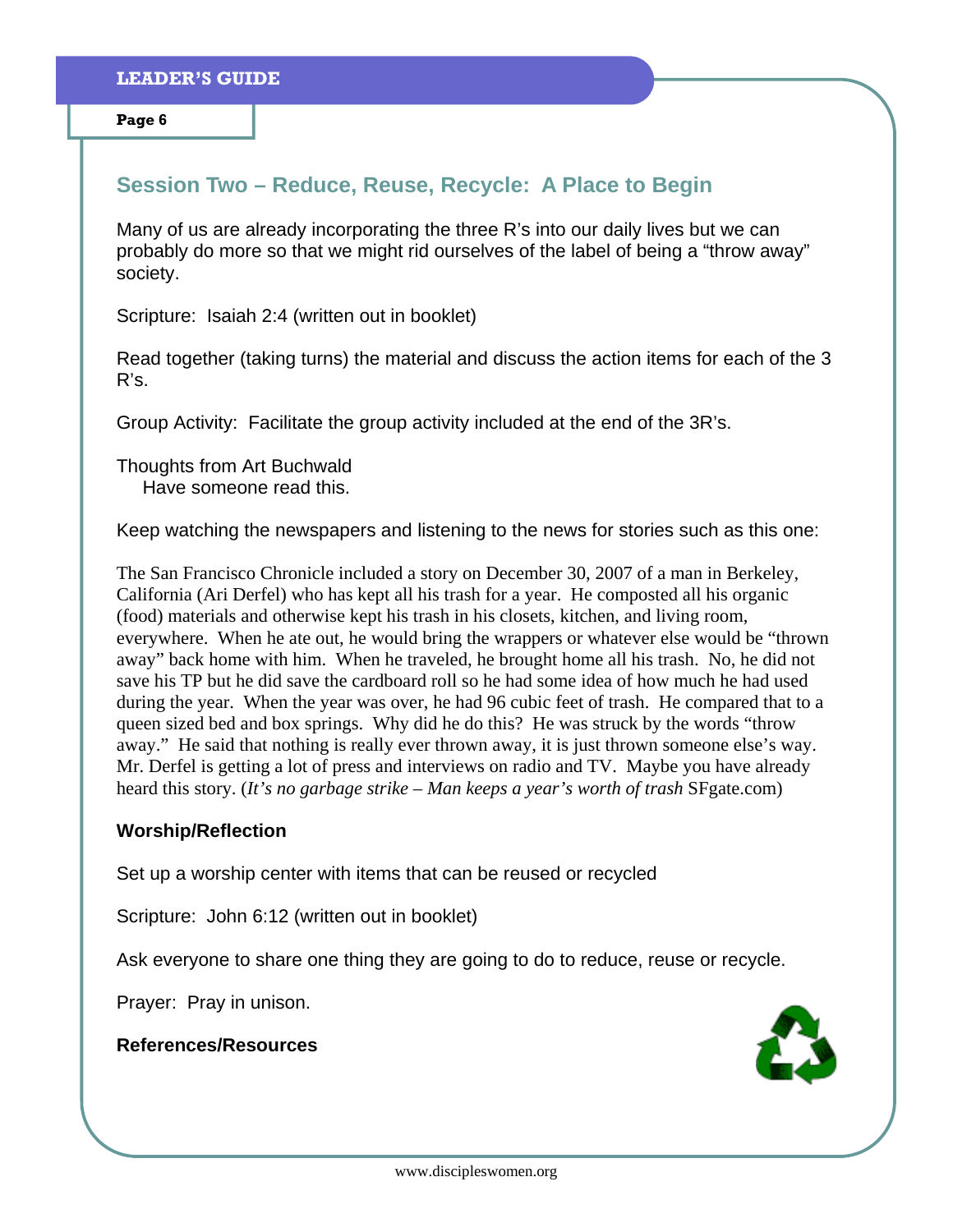## Session Two – Reduce, Reuse, Recycle: A Place to Begin

Many of us are already incorporating the three R's into our daily lives but we can probably do more so that we might rid ourselves of the label of being a "throw away" society.

Scripture: Isaiah 2:4 (written out in booklet)

Read together (taking turns) the material and discuss the action items for each of the 3 R's.

Group Activity: Facilitate the group activity included at the end of the 3R's.

Thoughts from Art Buchwald
Have someone read this.

Keep watching the newspapers and listening to the news for stories such as this one:

The San Francisco Chronicle included a story on December 30, 2007 of a man in Berkeley, California (Ari Derfel) who has kept all his trash for a year. He composted all his organic (food) materials and otherwise kept his trash in his closets, kitchen, and living room, everywhere. When he ate out, he would bring the wrappers or whatever else would be "thrown away" back home with him. When he traveled, he brought home all his trash. No, he did not save his TP but he did save the cardboard roll so he had some idea of how much he had used during the year. When the year was over, he had 96 cubic feet of trash. He compared that to a queen sized bed and box springs. Why did he do this? He was struck by the words "throw away." He said that nothing is really ever thrown away, it is just thrown someone else's way. Mr. Derfel is getting a lot of press and interviews on radio and TV. Maybe you have already heard this story. (*It's no garbage strike – Man keeps a year's worth of trash* SFgate.com)

**Worship/Reflection**

Set up a worship center with items that can be reused or recycled

Scripture: John 6:12 (written out in booklet)

Ask everyone to share one thing they are going to do to reduce, reuse or recycle.

Prayer: Pray in unison.

**References/Resources**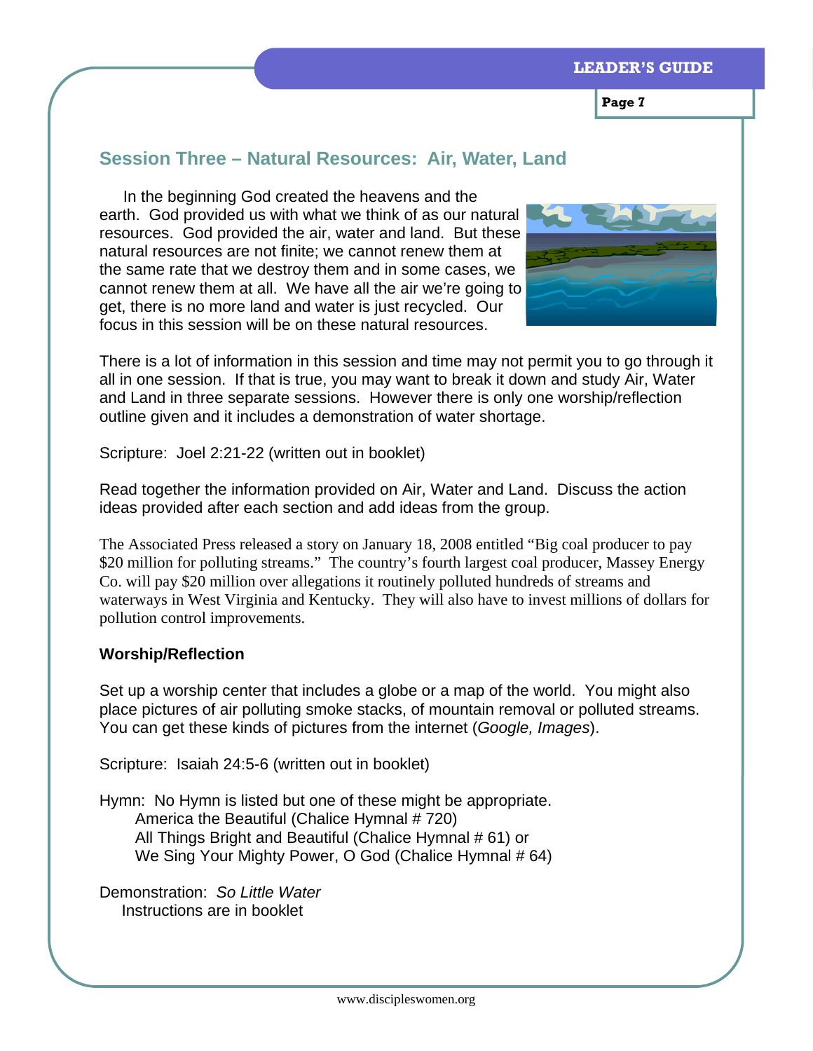## Session Three – Natural Resources: Air, Water, Land

In the beginning God created the heavens and the earth. God provided us with what we think of as our natural resources. God provided the air, water and land. But these natural resources are not finite; we cannot renew them at the same rate that we destroy them and in some cases, we cannot renew them at all. We have all the air we're going to get, there is no more land and water is just recycled. Our focus in this session will be on these natural resources.

There is a lot of information in this session and time may not permit you to go through it all in one session. If that is true, you may want to break it down and study Air, Water and Land in three separate sessions. However there is only one worship/reflection outline given and it includes a demonstration of water shortage.

Scripture: Joel 2:21-22 (written out in booklet)

Read together the information provided on Air, Water and Land. Discuss the action ideas provided after each section and add ideas from the group.

The Associated Press released a story on January 18, 2008 entitled "Big coal producer to pay $20 million for polluting streams." The country's fourth largest coal producer, Massey Energy Co. will pay $20 million over allegations it routinely polluted hundreds of streams and waterways in West Virginia and Kentucky. They will also have to invest millions of dollars for pollution control improvements.

**Worship/Reflection**

Set up a worship center that includes a globe or a map of the world. You might also place pictures of air polluting smoke stacks, of mountain removal or polluted streams. You can get these kinds of pictures from the internet (*Google, Images*).

Scripture: Isaiah 24:5-6 (written out in booklet)

Hymn: No Hymn is listed but one of these might be appropriate.
America the Beautiful (Chalice Hymnal # 720)
All Things Bright and Beautiful (Chalice Hymnal # 61) or
We Sing Your Mighty Power, O God (Chalice Hymnal # 64)

Demonstration: *So Little Water*
Instructions are in booklet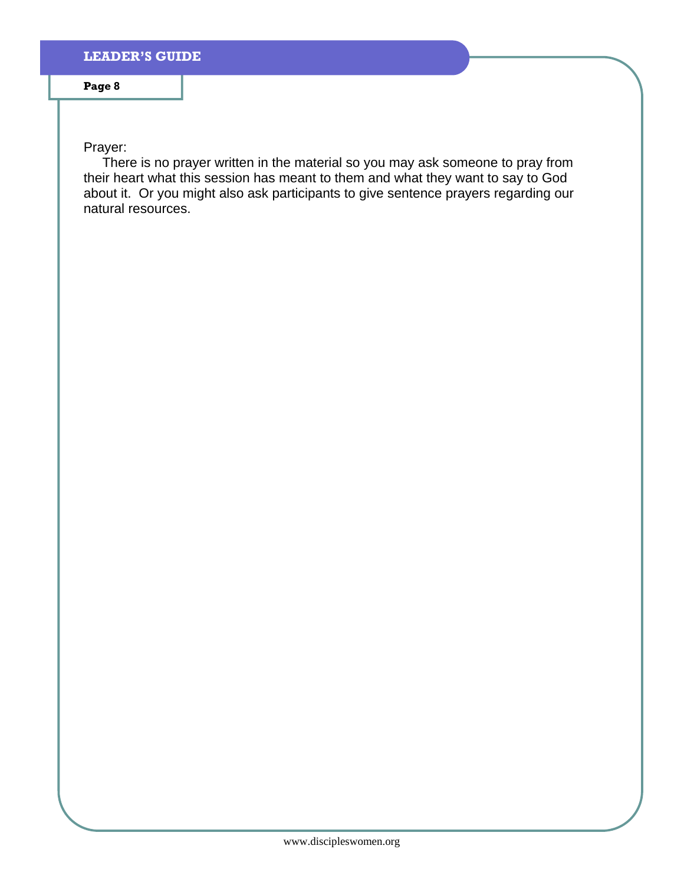Prayer:

There is no prayer written in the material so you may ask someone to pray from their heart what this session has meant to them and what they want to say to God about it. Or you might also ask participants to give sentence prayers regarding our natural resources.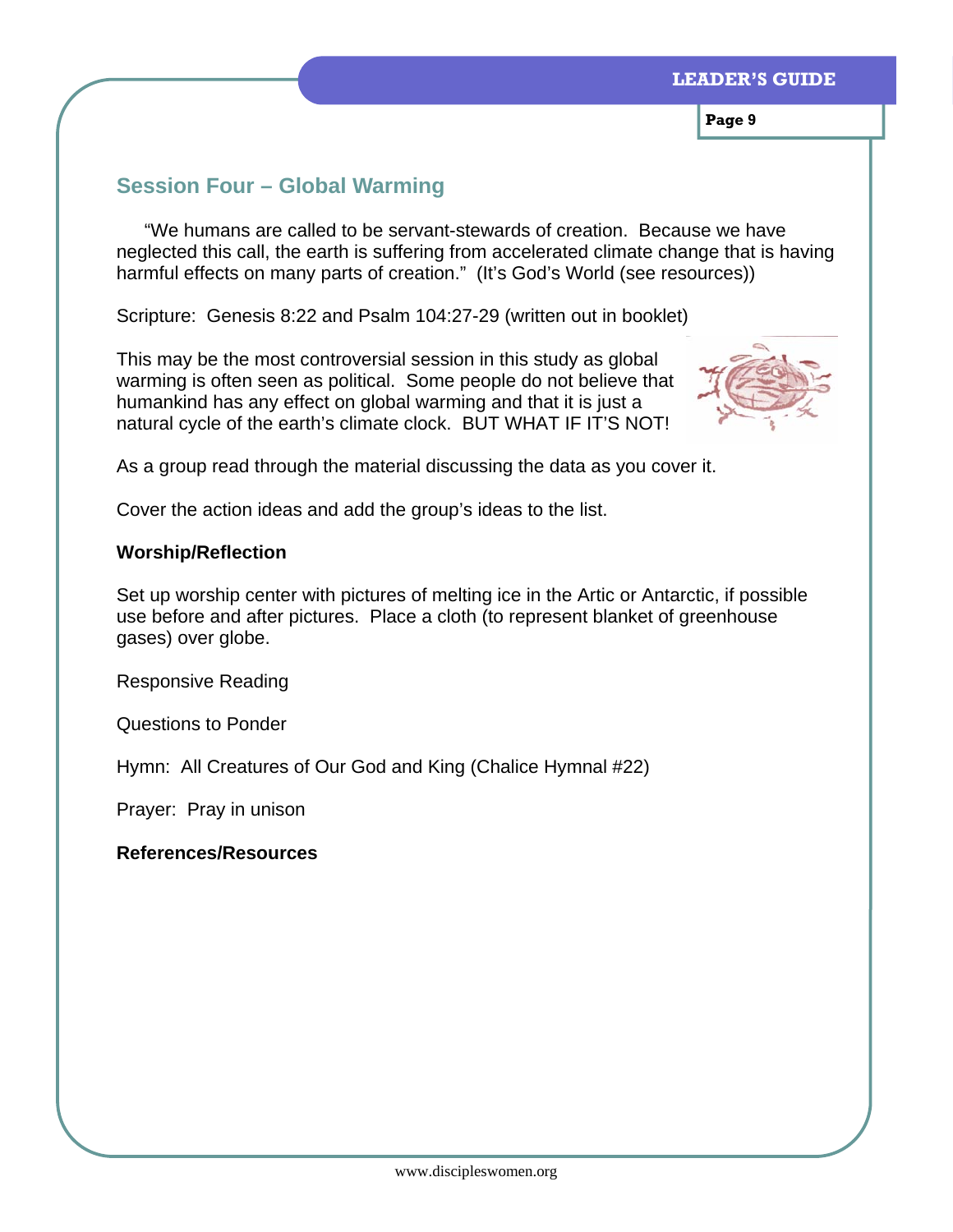## Session Four – Global Warming

"We humans are called to be servant-stewards of creation. Because we have neglected this call, the earth is suffering from accelerated climate change that is having harmful effects on many parts of creation." (It's God's World (see resources))

Scripture: Genesis 8:22 and Psalm 104:27-29 (written out in booklet)

This may be the most controversial session in this study as global warming is often seen as political. Some people do not believe that humankind has any effect on global warming and that it is just a natural cycle of the earth's climate clock. BUT WHAT IF IT'S NOT!

As a group read through the material discussing the data as you cover it.

Cover the action ideas and add the group's ideas to the list.

**Worship/Reflection**

Set up worship center with pictures of melting ice in the Artic or Antarctic, if possible use before and after pictures. Place a cloth (to represent blanket of greenhouse gases) over globe.

Responsive Reading

Questions to Ponder

Hymn: All Creatures of Our God and King (Chalice Hymnal #22)

Prayer: Pray in unison

**References/Resources**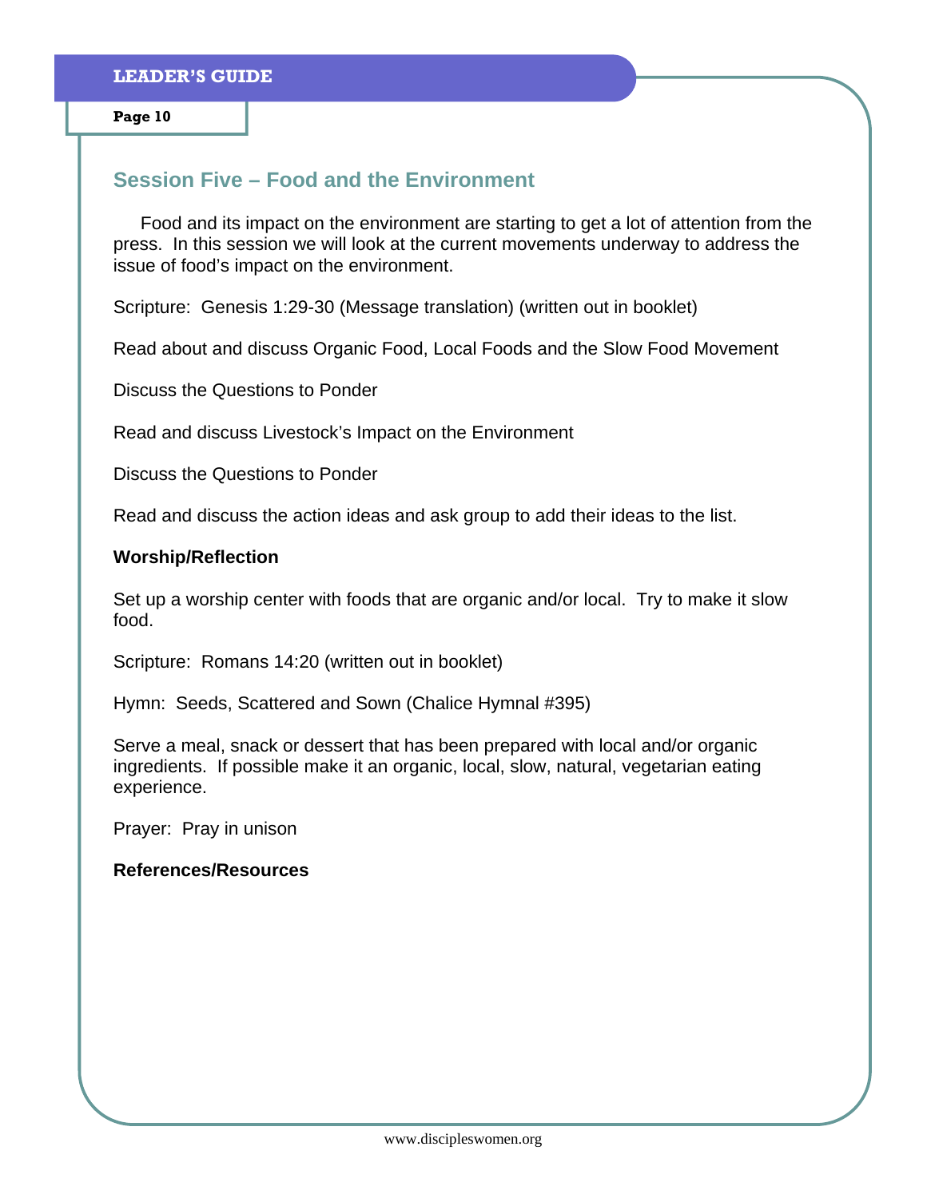## Session Five – Food and the Environment

Food and its impact on the environment are starting to get a lot of attention from the press. In this session we will look at the current movements underway to address the issue of food's impact on the environment.

Scripture: Genesis 1:29-30 (Message translation) (written out in booklet)

Read about and discuss Organic Food, Local Foods and the Slow Food Movement

Discuss the Questions to Ponder

Read and discuss Livestock's Impact on the Environment

Discuss the Questions to Ponder

Read and discuss the action ideas and ask group to add their ideas to the list.

**Worship/Reflection**

Set up a worship center with foods that are organic and/or local. Try to make it slow food.

Scripture: Romans 14:20 (written out in booklet)

Hymn: Seeds, Scattered and Sown (Chalice Hymnal #395)

Serve a meal, snack or dessert that has been prepared with local and/or organic ingredients. If possible make it an organic, local, slow, natural, vegetarian eating experience.

Prayer: Pray in unison

**References/Resources**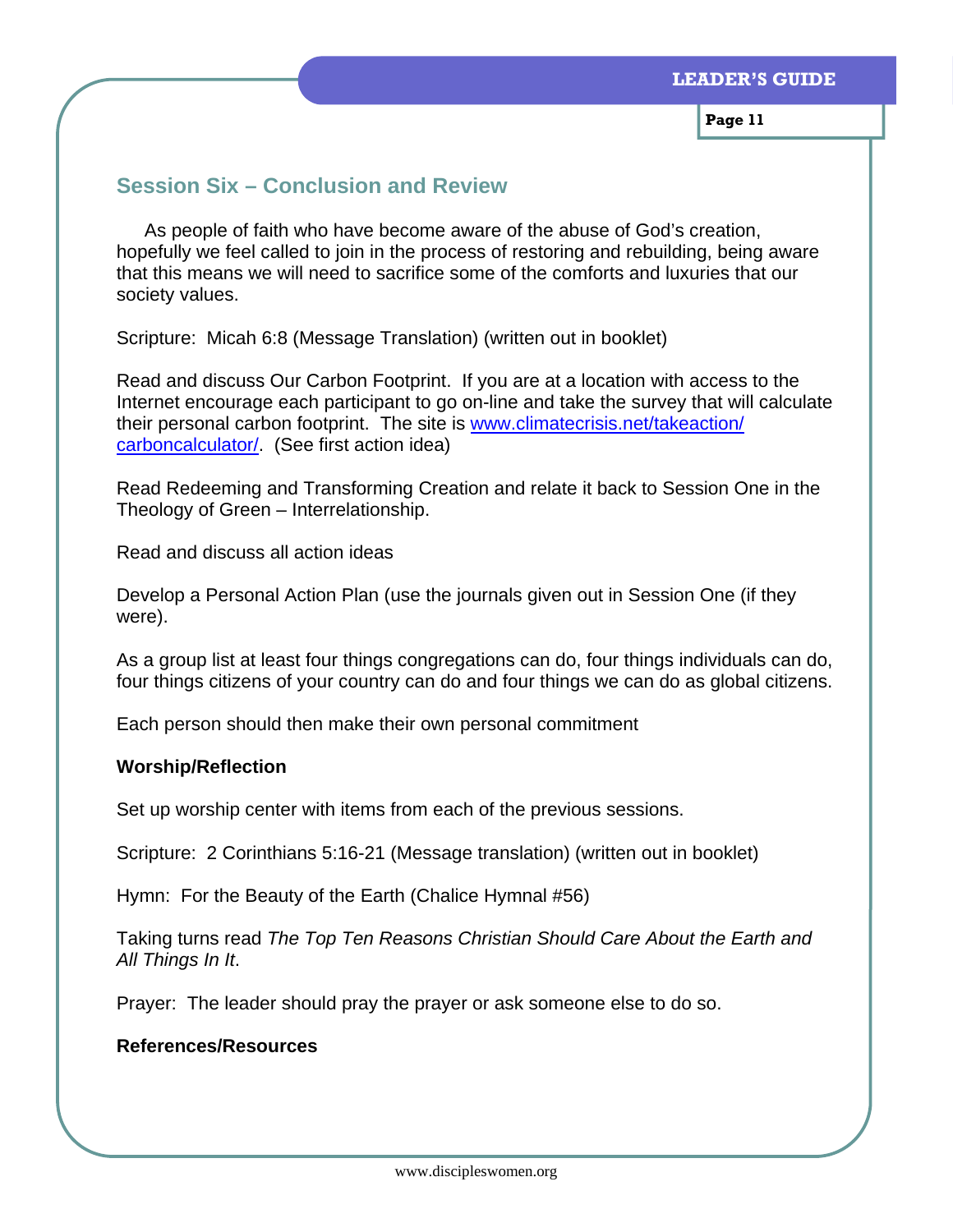## Session Six – Conclusion and Review

As people of faith who have become aware of the abuse of God's creation, hopefully we feel called to join in the process of restoring and rebuilding, being aware that this means we will need to sacrifice some of the comforts and luxuries that our society values.

Scripture: Micah 6:8 (Message Translation) (written out in booklet)

Read and discuss Our Carbon Footprint. If you are at a location with access to the Internet encourage each participant to go on-line and take the survey that will calculate their personal carbon footprint. The site is [www.climatecrisis.net/takeaction/carboncalculator/](http://www.climatecrisis.net/takeaction/carboncalculator/). (See first action idea)

Read Redeeming and Transforming Creation and relate it back to Session One in the Theology of Green – Interrelationship.

Read and discuss all action ideas

Develop a Personal Action Plan (use the journals given out in Session One (if they were).

As a group list at least four things congregations can do, four things individuals can do, four things citizens of your country can do and four things we can do as global citizens.

Each person should then make their own personal commitment

**Worship/Reflection**

Set up worship center with items from each of the previous sessions.

Scripture: 2 Corinthians 5:16-21 (Message translation) (written out in booklet)

Hymn: For the Beauty of the Earth (Chalice Hymnal #56)

Taking turns read *The Top Ten Reasons Christian Should Care About the Earth and All Things In It*.

Prayer: The leader should pray the prayer or ask someone else to do so.

**References/Resources**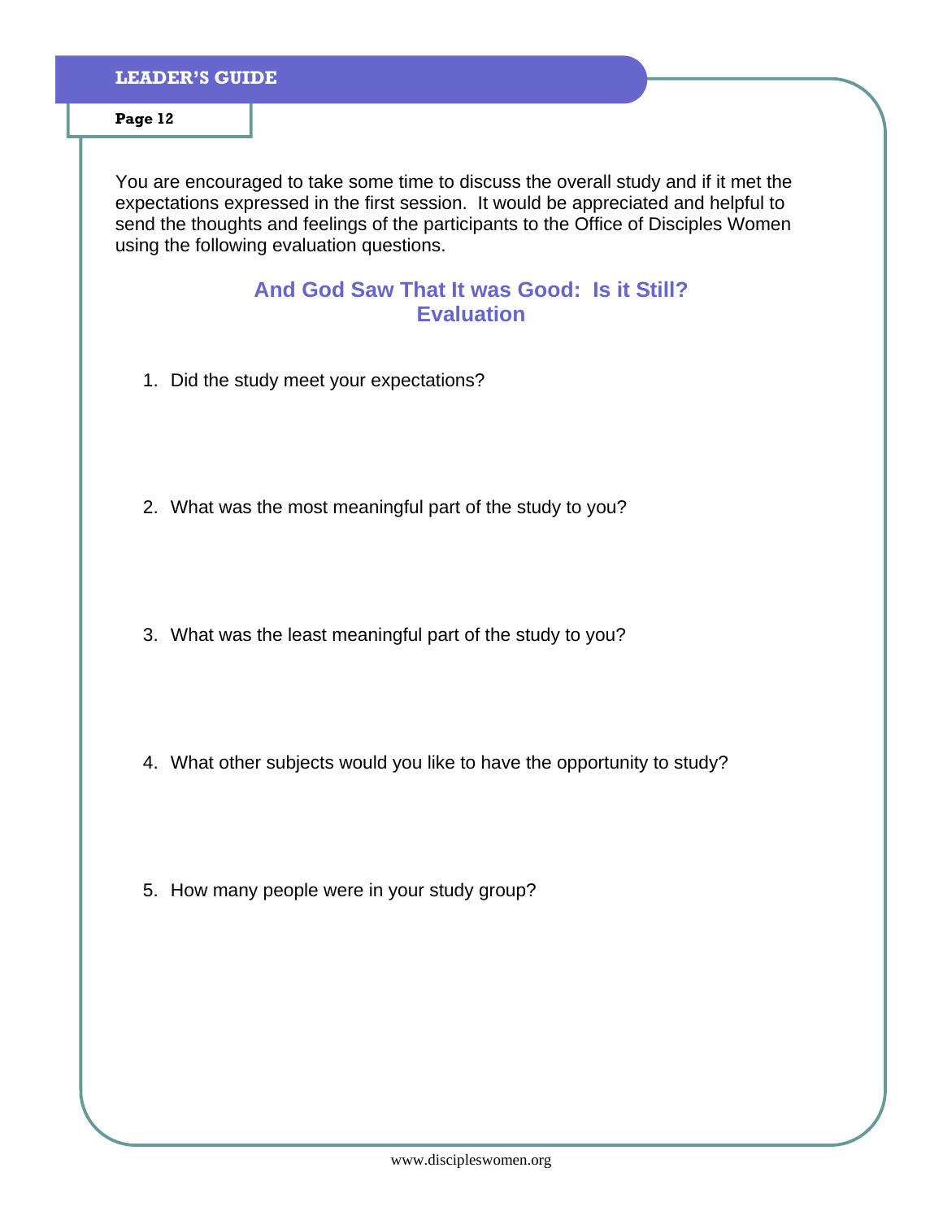You are encouraged to take some time to discuss the overall study and if it met the expectations expressed in the first session. It would be appreciated and helpful to send the thoughts and feelings of the participants to the Office of Disciples Women using the following evaluation questions.

## And God Saw That It was Good: Is it Still? Evaluation

1. Did the study meet your expectations?

2. What was the most meaningful part of the study to you?

3. What was the least meaningful part of the study to you?

4. What other subjects would you like to have the opportunity to study?

5. How many people were in your study group?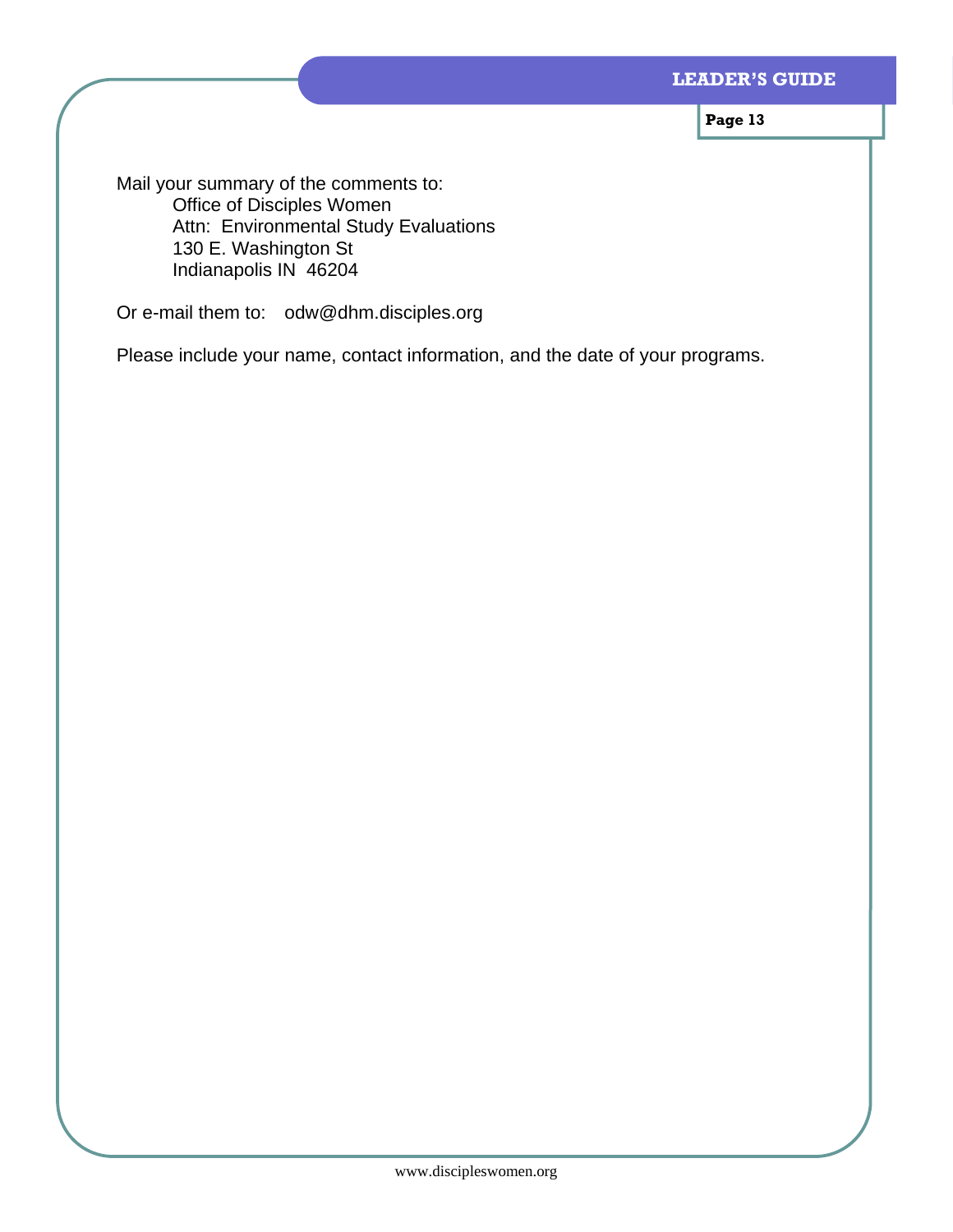Mail your summary of the comments to:

Office of Disciples Women
Attn: Environmental Study Evaluations
130 E. Washington St
Indianapolis IN 46204

Or e-mail them to: odw@dhm.disciples.org

Please include your name, contact information, and the date of your programs.